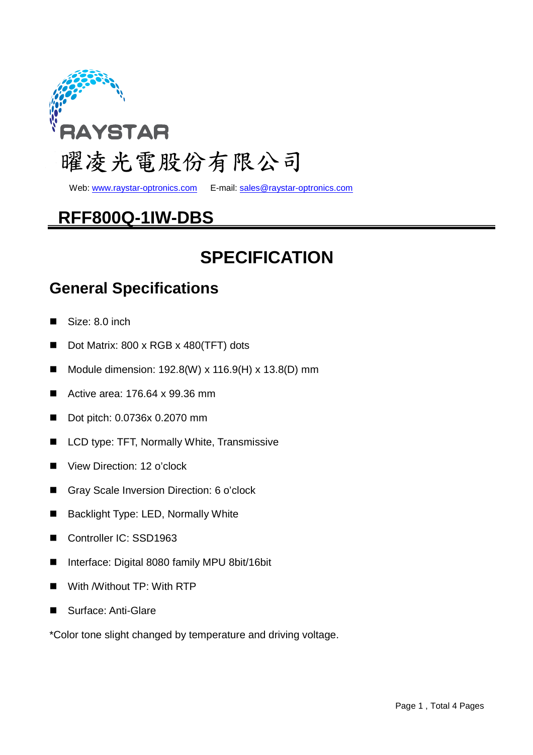RAYSTAR

曜凌光電股份有限公司

Web: www.raystar-optronics.com E-mail: sales@raystar-optronics.com

# RFF800Q-1IW-DBS

# SPECIFICATION

## General Specifications

- Size: 8.0 inch
- Dot Matrix: 800 x RGB x 480(TFT) dots
- Module dimension: 192.8(W) x 116.9(H) x 13.8(D) mm
- Active area: 176.64 x 99.36 mm
- Dot pitch: 0.0736x 0.2070 mm
- LCD type: TFT, Normally White, Transmissive
- View Direction: 12 o'clock
- Gray Scale Inversion Direction: 6 o'clock
- Backlight Type: LED, Normally White
- Controller IC: SSD1963
- Interface: Digital 8080 family MPU 8bit/16bit
- With /Without TP: With RTP
- Surface: Anti-Glare

*Color tone slight changed by temperature and driving voltage.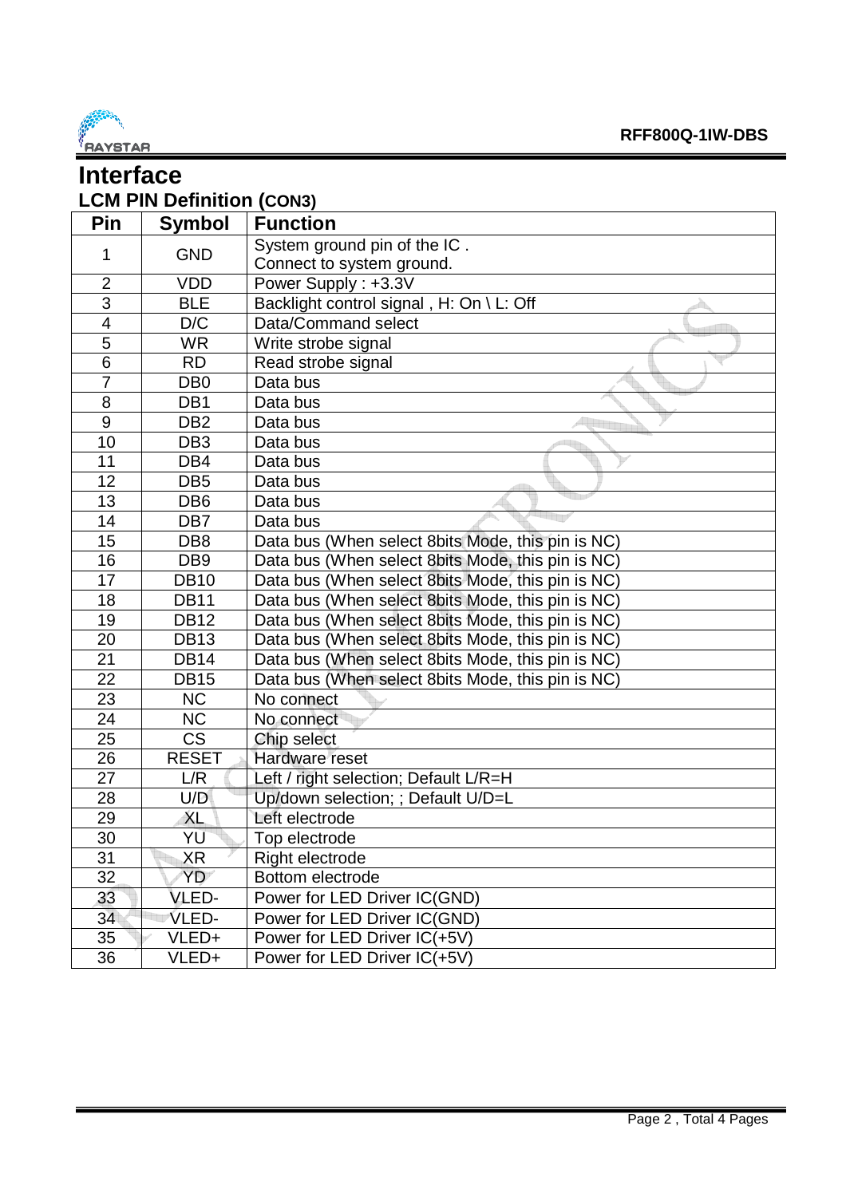# Interface

## LCM PIN Definition (CON3)

| Pin | Symbol | Function |
|---|---|---|
| 1 | GND | System ground pin of the IC .<br>Connect to system ground. |
| 2 | VDD | Power Supply : +3.3V |
| 3 | BLE | Backlight control signal , H: On \ L: Off |
| 4 | D/C | Data/Command select |
| 5 | WR | Write strobe signal |
| 6 | RD | Read strobe signal |
| 7 | DB0 | Data bus |
| 8 | DB1 | Data bus |
| 9 | DB2 | Data bus |
| 10 | DB3 | Data bus |
| 11 | DB4 | Data bus |
| 12 | DB5 | Data bus |
| 13 | DB6 | Data bus |
| 14 | DB7 | Data bus |
| 15 | DB8 | Data bus (When select 8bits Mode, this pin is NC) |
| 16 | DB9 | Data bus (When select 8bits Mode, this pin is NC) |
| 17 | DB10 | Data bus (When select 8bits Mode, this pin is NC) |
| 18 | DB11 | Data bus (When select 8bits Mode, this pin is NC) |
| 19 | DB12 | Data bus (When select 8bits Mode, this pin is NC) |
| 20 | DB13 | Data bus (When select 8bits Mode, this pin is NC) |
| 21 | DB14 | Data bus (When select 8bits Mode, this pin is NC) |
| 22 | DB15 | Data bus (When select 8bits Mode, this pin is NC) |
| 23 | NC | No connect |
| 24 | NC | No connect |
| 25 | CS | Chip select |
| 26 | RESET | Hardware reset |
| 27 | L/R | Left / right selection; Default L/R=H |
| 28 | U/D | Up/down selection; ; Default U/D=L |
| 29 | XL | Left electrode |
| 30 | YU | Top electrode |
| 31 | XR | Right electrode |
| 32 | YD | Bottom electrode |
| 33 | VLED- | Power for LED Driver IC(GND) |
| 34 | VLED- | Power for LED Driver IC(GND) |
| 35 | VLED+ | Power for LED Driver IC(+5V) |
| 36 | VLED+ | Power for LED Driver IC(+5V) |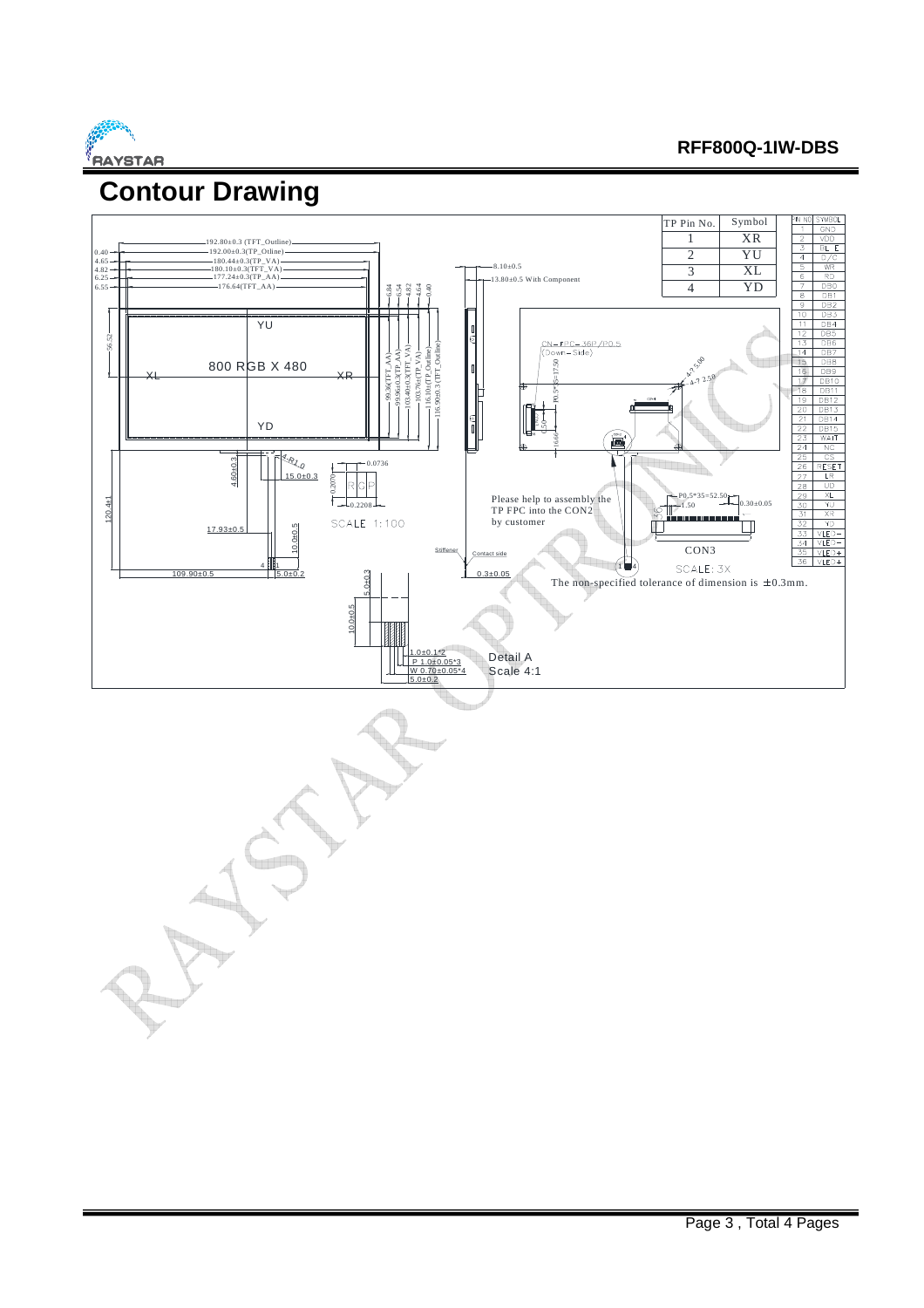# Contour Drawing

| TP Pin No. | Symbol |
|---|---|
| 1 | XR |
| 2 | YU |
| 3 | XL |
| 4 | YD |

| PIN NO | SYMBOL |
|---|---|
| 1 | GND |
| 2 | VDD |
| 3 | RL_E |
| 4 | D/C |
| 5 | WR |
| 6 | RD |
| 7 | DB0 |
| 8 | DB1 |
| 9 | DB2 |
| 10 | DB3 |
| 11 | DB4 |
| 12 | DB5 |
| 13 | DB6 |
| 14 | DB7 |
| 15 | DB8 |
| 16 | DB9 |
| 17 | DB10 |
| 18 | DB11 |
| 19 | DB12 |
| 20 | DB13 |
| 21 | DB14 |
| 22 | DB15 |
| 23 | WAIT |
| 24 | NC |
| 25 | CS |
| 26 | RESET |
| 27 | LR |
| 28 | UD |
| 29 | XL |
| 30 | YU |
| 31 | XR |
| 32 | YD |
| 33 | VLED- |
| 34 | VLED- |
| 35 | VLED+ |
| 36 | VLED+ |

192.80±0.3 (TFT_Outline)
192.00±0.3(TP_Otline)
180.44±0.3(TP_VA)
180.10±0.3(TFT_VA)
177.24±0.3(TP_AA)
176.64(TFT_AA)

0.40, 4.65, 4.82, 6.25, 6.55

6.84, 6.54, 4.82, 4.64, 0.40

99.36(TFT_AA), 99.96±0.3(TP_AA), 103.40±0.3(TFT_VA), 103.76±(TP_VA), 116.16±(TP_Outline), 116.90±0.3 (TFT_Outline)

56.52

8.10±0.5

13.80±0.5 With Component

800 RGB X 480

YU, XL, XR, YD

4-R1.0

4.60±0.3, 15.0±0.3, 120.4±1, 17.93±0.5, 10.0±0.5, 109.90±0.5, 5.0±0.2, 0.3±0.05

0.0736, 0.2070, 0.2208

SCALE 1:100

CN=FPC=36P/P0.5 (Down=Side)

P0.5*35=17.50

4-?2.5.00, 4-?2.50

0.50, 6.66

Please help to assembly the TP FPC into the CON2 by customer

P0.5*35=52.50, 1.50, 0.30±0.05

CON3

SCALE: 3X

Stiffener

Contact side

The non-specified tolerance of dimension is ±0.3mm.

5.0±0.3

10.0±0.5

1.0±0.1*2

P 1.0±0.05*3

W 0.70±0.05*4

5.0±0.2

Detail A
Scale 4:1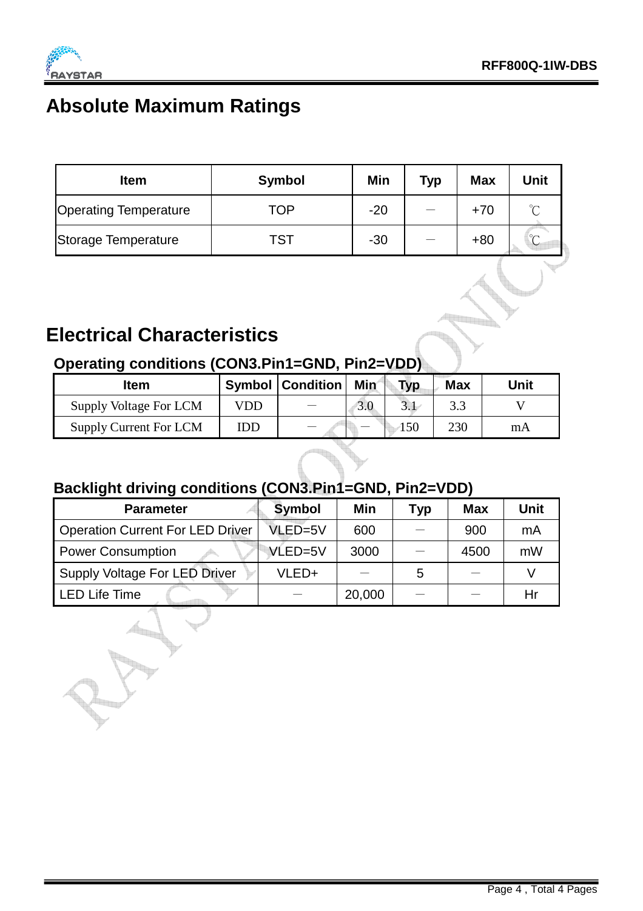# Absolute Maximum Ratings

| Item | Symbol | Min | Typ | Max | Unit |
|---|---|---|---|---|---|
| Operating Temperature | TOP | -20 | — | +70 | ℃ |
| Storage Temperature | TST | -30 | — | +80 | ℃ |

# Electrical Characteristics

## Operating conditions (CON3.Pin1=GND, Pin2=VDD)

| Item | Symbol | Condition | Min | Typ | Max | Unit |
|---|---|---|---|---|---|---|
| Supply Voltage For LCM | VDD | — | 3.0 | 3.1 | 3.3 | V |
| Supply Current For LCM | IDD | — | — | 150 | 230 | mA |

## Backlight driving conditions (CON3.Pin1=GND, Pin2=VDD)

| Parameter | Symbol | Min | Typ | Max | Unit |
|---|---|---|---|---|---|
| Operation Current For LED Driver | VLED=5V | 600 | — | 900 | mA |
| Power Consumption | VLED=5V | 3000 | — | 4500 | mW |
| Supply Voltage For LED Driver | VLED+ | — | 5 | — | V |
| LED Life Time | — | 20,000 | — | — | Hr |